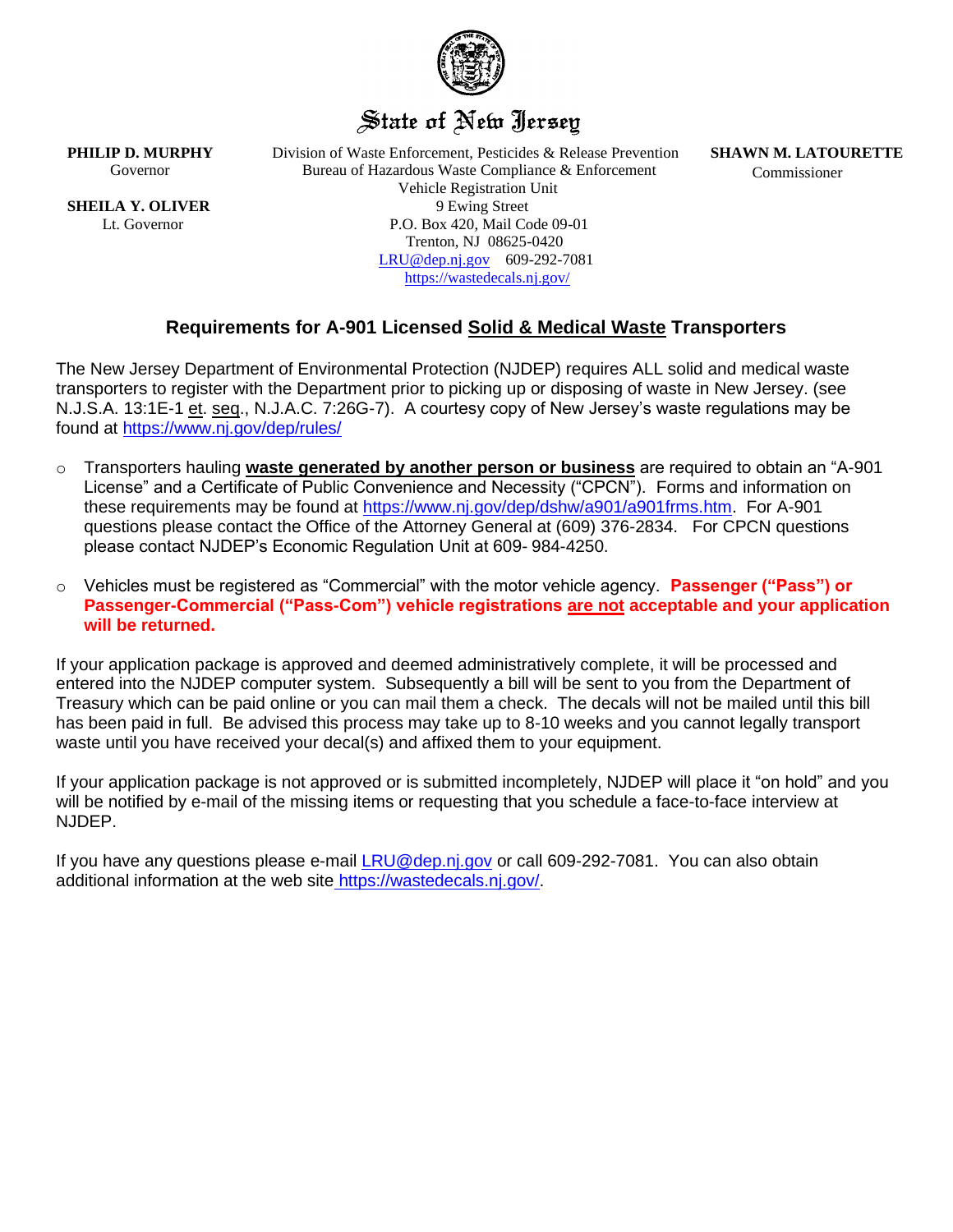State of New Jersey

**PHILIP D. MURPHY**
Governor

**SHEILA Y. OLIVER**
Lt. Governor

Division of Waste Enforcement, Pesticides & Release Prevention
Bureau of Hazardous Waste Compliance & Enforcement
Vehicle Registration Unit
9 Ewing Street
P.O. Box 420, Mail Code 09-01
Trenton, NJ 08625-0420
LRU@dep.nj.gov 609-292-7081
https://wastedecals.nj.gov/

**SHAWN M. LATOURETTE**
Commissioner

## Requirements for A-901 Licensed Solid & Medical Waste Transporters

The New Jersey Department of Environmental Protection (NJDEP) requires ALL solid and medical waste transporters to register with the Department prior to picking up or disposing of waste in New Jersey. (see N.J.S.A. 13:1E-1 et. seq., N.J.A.C. 7:26G-7). A courtesy copy of New Jersey's waste regulations may be found at https://www.nj.gov/dep/rules/

- Transporters hauling **waste generated by another person or business** are required to obtain an "A-901 License" and a Certificate of Public Convenience and Necessity ("CPCN"). Forms and information on these requirements may be found at https://www.nj.gov/dep/dshw/a901/a901frms.htm. For A-901 questions please contact the Office of the Attorney General at (609) 376-2834. For CPCN questions please contact NJDEP's Economic Regulation Unit at 609- 984-4250.
- Vehicles must be registered as "Commercial" with the motor vehicle agency. **Passenger ("Pass") or Passenger-Commercial ("Pass-Com") vehicle registrations are not acceptable and your application will be returned.**

If your application package is approved and deemed administratively complete, it will be processed and entered into the NJDEP computer system. Subsequently a bill will be sent to you from the Department of Treasury which can be paid online or you can mail them a check. The decals will not be mailed until this bill has been paid in full. Be advised this process may take up to 8-10 weeks and you cannot legally transport waste until you have received your decal(s) and affixed them to your equipment.

If your application package is not approved or is submitted incompletely, NJDEP will place it "on hold" and you will be notified by e-mail of the missing items or requesting that you schedule a face-to-face interview at NJDEP.

If you have any questions please e-mail LRU@dep.nj.gov or call 609-292-7081. You can also obtain additional information at the web site https://wastedecals.nj.gov/.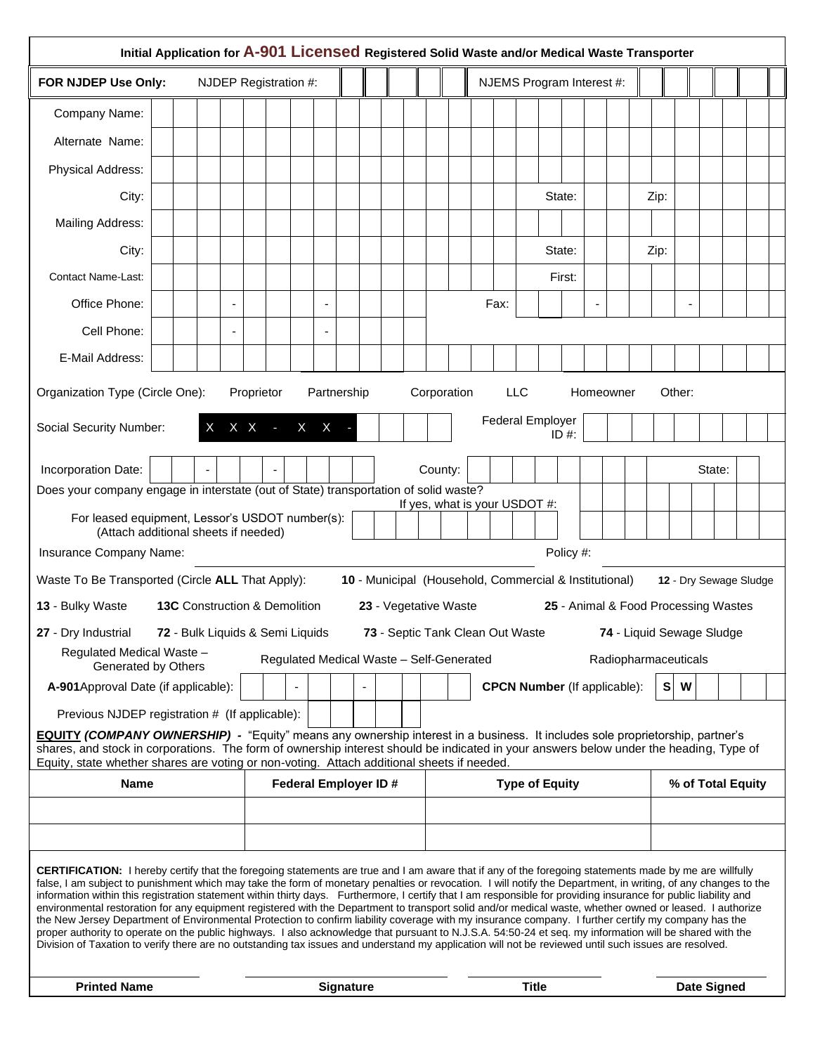## Initial Application for A-901 Licensed Registered Solid Waste and/or Medical Waste Transporter

**FOR NJDEP Use Only:** NJDEP Registration #: ______ NJEMS Program Interest #: ______

Company Name:

Alternate Name:

Physical Address:

City: State: Zip:

Mailing Address:

City: State: Zip:

Contact Name-Last: First:

Office Phone: - - Fax: - -

Cell Phone: - -

E-Mail Address:

Organization Type (Circle One): Proprietor Partnership Corporation LLC Homeowner Other:

Social Security Number: X X X - X X - Federal Employer ID #:

Incorporation Date: - - County: State:

Does your company engage in interstate (out of State) transportation of solid waste? If yes, what is your USDOT #:

For leased equipment, Lessor's USDOT number(s): (Attach additional sheets if needed)

Insurance Company Name: Policy #:

Waste To Be Transported (Circle **ALL** That Apply): **10** - Municipal (Household, Commercial & Institutional) **12** - Dry Sewage Sludge

**13** - Bulky Waste **13C** Construction & Demolition **23** - Vegetative Waste **25** - Animal & Food Processing Wastes

**27** - Dry Industrial **72** - Bulk Liquids & Semi Liquids **73** - Septic Tank Clean Out Waste **74** - Liquid Sewage Sludge

Regulated Medical Waste – Generated by Others Regulated Medical Waste – Self-Generated Radiopharmaceuticals

**A-901**Approval Date (if applicable): - - **CPCN Number** (If applicable): **S W**

Previous NJDEP registration # (If applicable):

**EQUITY** ***(COMPANY OWNERSHIP) -*** "Equity" means any ownership interest in a business. It includes sole proprietorship, partner's shares, and stock in corporations. The form of ownership interest should be indicated in your answers below under the heading, Type of Equity, state whether shares are voting or non-voting. Attach additional sheets if needed.

| Name | Federal Employer ID # | Type of Equity | % of Total Equity |
|---|---|---|---|
| | | | |
| | | | |

**CERTIFICATION:** I hereby certify that the foregoing statements are true and I am aware that if any of the foregoing statements made by me are willfully false, I am subject to punishment which may take the form of monetary penalties or revocation. I will notify the Department, in writing, of any changes to the information within this registration statement within thirty days. Furthermore, I certify that I am responsible for providing insurance for public liability and environmental restoration for any equipment registered with the Department to transport solid and/or medical waste, whether owned or leased. I authorize the New Jersey Department of Environmental Protection to confirm liability coverage with my insurance company. I further certify my company has the proper authority to operate on the public highways. I also acknowledge that pursuant to N.J.S.A. 54:50-24 et seq. my information will be shared with the Division of Taxation to verify there are no outstanding tax issues and understand my application will not be reviewed until such issues are resolved.

| **Printed Name** | **Signature** | **Title** | **Date Signed** |
|---|---|---|---|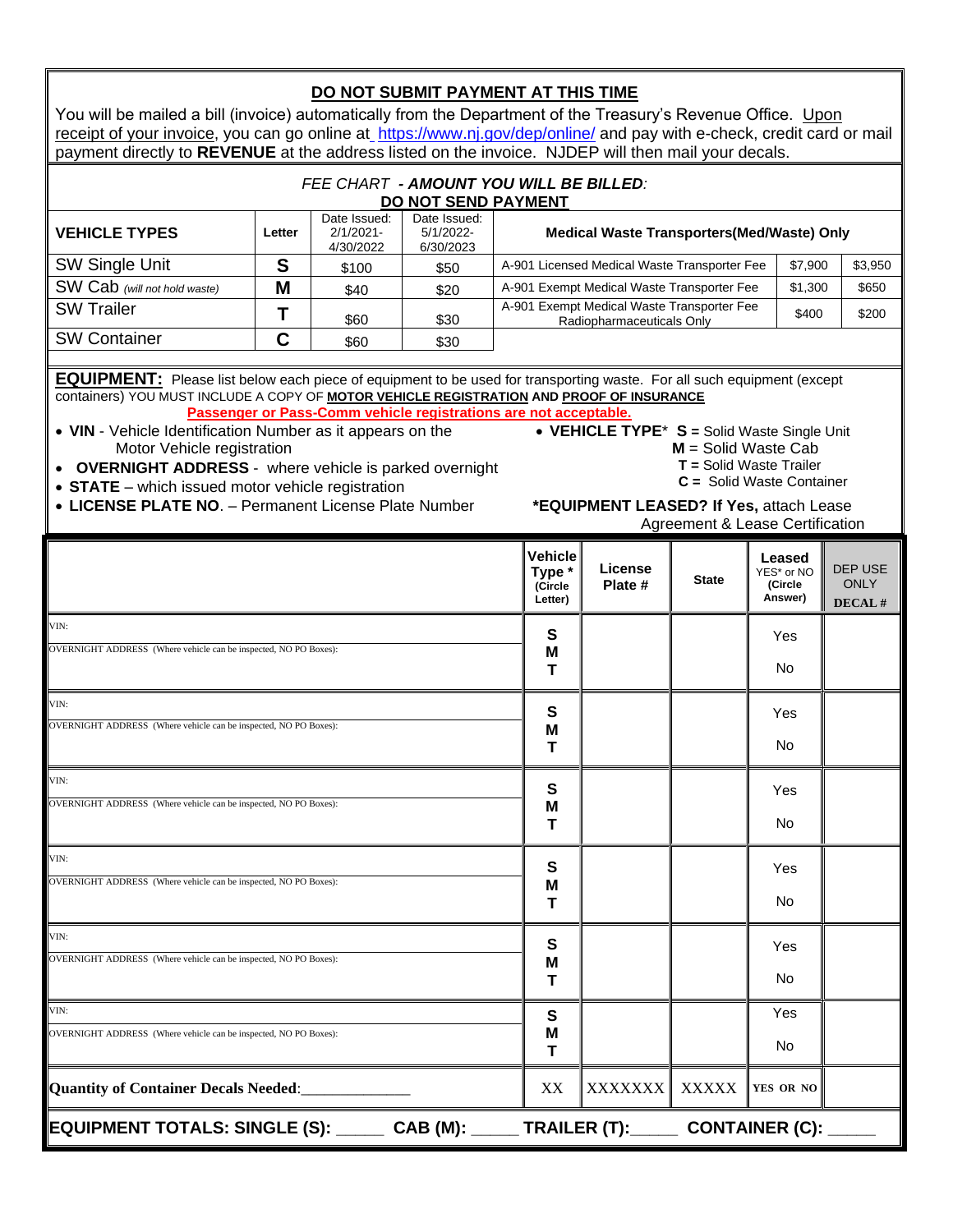**DO NOT SUBMIT PAYMENT AT THIS TIME**

You will be mailed a bill (invoice) automatically from the Department of the Treasury's Revenue Office. Upon receipt of your invoice, you can go online at https://www.nj.gov/dep/online/ and pay with e-check, credit card or mail payment directly to **REVENUE** at the address listed on the invoice. NJDEP will then mail your decals.

*FEE CHART - **AMOUNT YOU WILL BE BILLED**:*
**DO NOT SEND PAYMENT**

| VEHICLE TYPES | Letter | Date Issued: 2/1/2021-4/30/2022 | Date Issued: 5/1/2022-6/30/2023 | Medical Waste Transporters(Med/Waste) Only | | |
|---|---|---|---|---|---|---|
| SW Single Unit | S | $100 | $50 | A-901 Licensed Medical Waste Transporter Fee | $7,900 | $3,950 |
| SW Cab *(will not hold waste)* | M | $40 | $20 | A-901 Exempt Medical Waste Transporter Fee | $1,300 | $650 |
| SW Trailer | T | $60 | $30 | A-901 Exempt Medical Waste Transporter Fee Radiopharmaceuticals Only | $400 | $200 |
| SW Container | C | $60 | $30 | | | |

**EQUIPMENT:** Please list below each piece of equipment to be used for transporting waste. For all such equipment (except containers) YOU MUST INCLUDE A COPY OF **MOTOR VEHICLE REGISTRATION** AND **PROOF OF INSURANCE**

**Passenger or Pass-Comm vehicle registrations are not acceptable.**

- **VIN** - Vehicle Identification Number as it appears on the Motor Vehicle registration
- **OVERNIGHT ADDRESS** - where vehicle is parked overnight
- **STATE** – which issued motor vehicle registration
- **LICENSE PLATE NO**. – Permanent License Plate Number
- **VEHICLE TYPE*** **S =** Solid Waste Single Unit
  **M** = Solid Waste Cab
  **T =** Solid Waste Trailer
  **C =** Solid Waste Container

***EQUIPMENT LEASED? If Yes,** attach Lease Agreement & Lease Certification

| | Vehicle Type * (Circle Letter) | License Plate # | State | Leased YES* or NO (Circle Answer) | DEP USE ONLY DECAL # |
|---|---|---|---|---|---|
| VIN:<br>OVERNIGHT ADDRESS (Where vehicle can be inspected, NO PO Boxes): | S M T | | | Yes No | |
| VIN:<br>OVERNIGHT ADDRESS (Where vehicle can be inspected, NO PO Boxes): | S M T | | | Yes No | |
| VIN:<br>OVERNIGHT ADDRESS (Where vehicle can be inspected, NO PO Boxes): | S M T | | | Yes No | |
| VIN:<br>OVERNIGHT ADDRESS (Where vehicle can be inspected, NO PO Boxes): | S M T | | | Yes No | |
| VIN:<br>OVERNIGHT ADDRESS (Where vehicle can be inspected, NO PO Boxes): | S M T | | | Yes No | |
| VIN:<br>OVERNIGHT ADDRESS (Where vehicle can be inspected, NO PO Boxes): | S M T | | | Yes No | |
| **Quantity of Container Decals Needed**:_____________ | XX | XXXXXXX | XXXXX | YES OR NO | |

**EQUIPMENT TOTALS: SINGLE (S): _____ CAB (M): _____ TRAILER (T):_____ CONTAINER (C): _____**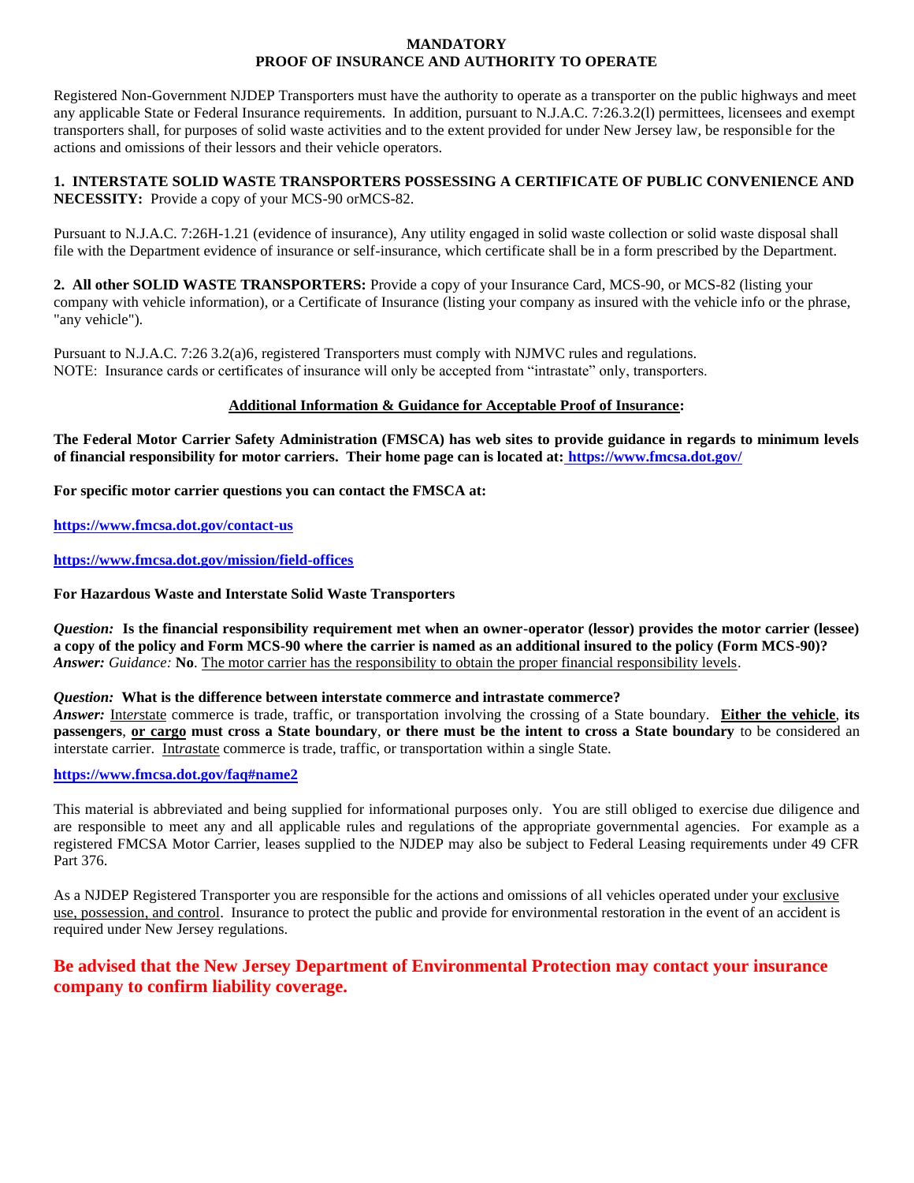# MANDATORY
# PROOF OF INSURANCE AND AUTHORITY TO OPERATE

Registered Non-Government NJDEP Transporters must have the authority to operate as a transporter on the public highways and meet any applicable State or Federal Insurance requirements. In addition, pursuant to N.J.A.C. 7:26.3.2(l) permittees, licensees and exempt transporters shall, for purposes of solid waste activities and to the extent provided for under New Jersey law, be responsible for the actions and omissions of their lessors and their vehicle operators.

**1. INTERSTATE SOLID WASTE TRANSPORTERS POSSESSING A CERTIFICATE OF PUBLIC CONVENIENCE AND NECESSITY:** Provide a copy of your MCS-90 orMCS-82.

Pursuant to N.J.A.C. 7:26H-1.21 (evidence of insurance), Any utility engaged in solid waste collection or solid waste disposal shall file with the Department evidence of insurance or self-insurance, which certificate shall be in a form prescribed by the Department.

**2. All other SOLID WASTE TRANSPORTERS:** Provide a copy of your Insurance Card, MCS-90, or MCS-82 (listing your company with vehicle information), or a Certificate of Insurance (listing your company as insured with the vehicle info or the phrase, "any vehicle").

Pursuant to N.J.A.C. 7:26 3.2(a)6, registered Transporters must comply with NJMVC rules and regulations.
NOTE: Insurance cards or certificates of insurance will only be accepted from "intrastate" only, transporters.

**Additional Information & Guidance for Acceptable Proof of Insurance:**

**The Federal Motor Carrier Safety Administration (FMSCA) has web sites to provide guidance in regards to minimum levels of financial responsibility for motor carriers. Their home page can is located at: https://www.fmcsa.dot.gov/**

**For specific motor carrier questions you can contact the FMSCA at:**

**https://www.fmcsa.dot.gov/contact-us**

**https://www.fmcsa.dot.gov/mission/field-offices**

**For Hazardous Waste and Interstate Solid Waste Transporters**

***Question:*** **Is the financial responsibility requirement met when an owner-operator (lessor) provides the motor carrier (lessee) a copy of the policy and Form MCS-90 where the carrier is named as an additional insured to the policy (Form MCS-90)?**
***Answer:*** *Guidance:* **No**. The motor carrier has the responsibility to obtain the proper financial responsibility levels.

***Question:*** **What is the difference between interstate commerce and intrastate commerce?**
***Answer:*** Int*er*state commerce is trade, traffic, or transportation involving the crossing of a State boundary. **Either the vehicle, its passengers, or cargo must cross a State boundary, or there must be the intent to cross a State boundary** to be considered an interstate carrier. Int*ra*state commerce is trade, traffic, or transportation within a single State.

**https://www.fmcsa.dot.gov/faq#name2**

This material is abbreviated and being supplied for informational purposes only. You are still obliged to exercise due diligence and are responsible to meet any and all applicable rules and regulations of the appropriate governmental agencies. For example as a registered FMCSA Motor Carrier, leases supplied to the NJDEP may also be subject to Federal Leasing requirements under 49 CFR Part 376.

As a NJDEP Registered Transporter you are responsible for the actions and omissions of all vehicles operated under your exclusive use, possession, and control. Insurance to protect the public and provide for environmental restoration in the event of an accident is required under New Jersey regulations.

**Be advised that the New Jersey Department of Environmental Protection may contact your insurance company to confirm liability coverage.**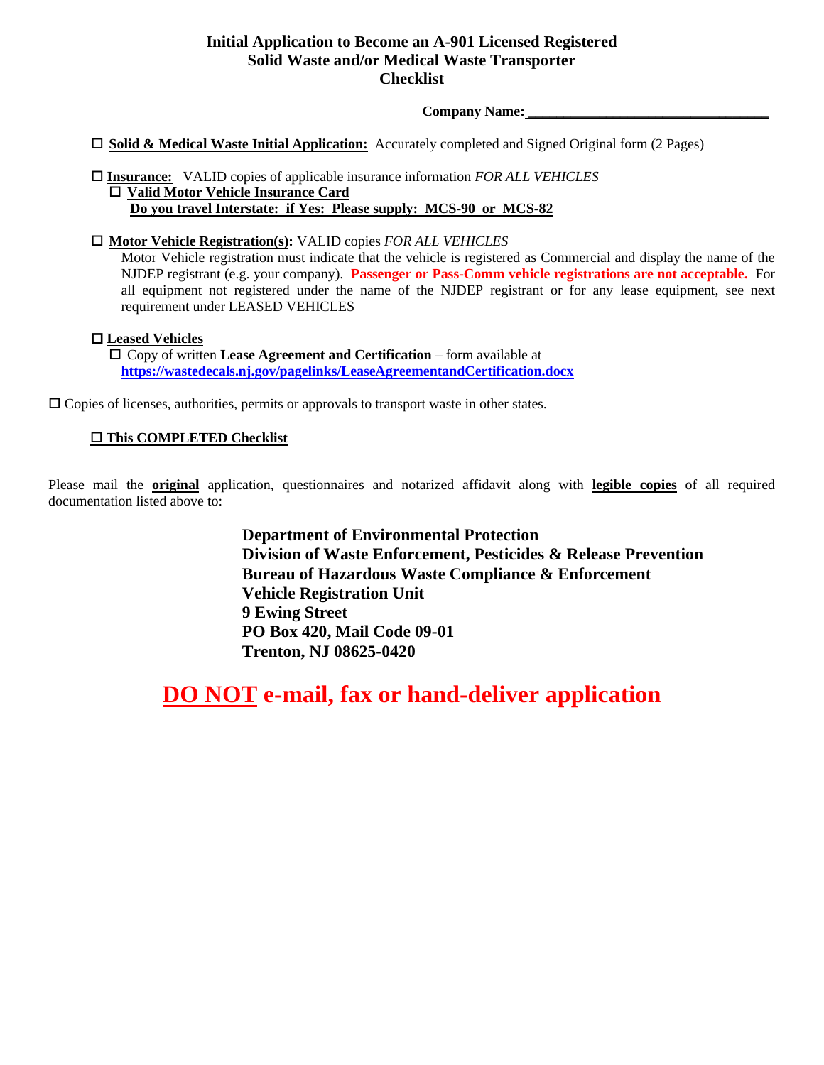# Initial Application to Become an A-901 Licensed Registered Solid Waste and/or Medical Waste Transporter Checklist

**Company Name:\_\_\_\_\_\_\_\_\_\_\_\_\_\_\_\_\_\_\_\_\_\_\_\_\_\_\_\_\_\_\_\_**

- ☐ **Solid & Medical Waste Initial Application:** Accurately completed and Signed Original form (2 Pages)

- ☐ **Insurance:** VALID copies of applicable insurance information *FOR ALL VEHICLES*
  - ☐ **Valid Motor Vehicle Insurance Card**
    
    **Do you travel Interstate: if Yes: Please supply: MCS-90 or MCS-82**

- ☐ **Motor Vehicle Registration(s):** VALID copies *FOR ALL VEHICLES*
  
  Motor Vehicle registration must indicate that the vehicle is registered as Commercial and display the name of the NJDEP registrant (e.g. your company). **Passenger or Pass-Comm vehicle registrations are not acceptable.** For all equipment not registered under the name of the NJDEP registrant or for any lease equipment, see next requirement under LEASED VEHICLES

- ☐ **Leased Vehicles**
  - ☐ Copy of written **Lease Agreement and Certification** – form available at **https://wastedecals.nj.gov/pagelinks/LeaseAgreementandCertification.docx**

☐ Copies of licenses, authorities, permits or approvals to transport waste in other states.

- ☐ **This COMPLETED Checklist**

Please mail the **original** application, questionnaires and notarized affidavit along with **legible copies** of all required documentation listed above to:

**Department of Environmental Protection**
**Division of Waste Enforcement, Pesticides & Release Prevention**
**Bureau of Hazardous Waste Compliance & Enforcement**
**Vehicle Registration Unit**
**9 Ewing Street**
**PO Box 420, Mail Code 09-01**
**Trenton, NJ 08625-0420**

## DO NOT e-mail, fax or hand-deliver application